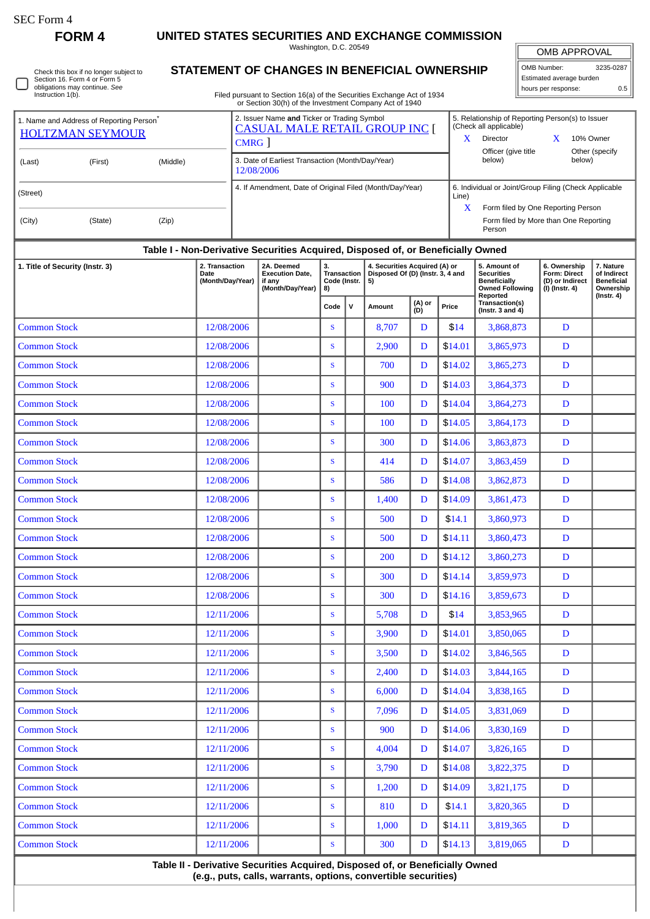SEC Form 4

**FORM 4**

# UNITED STATES SECURITIES AND EXCHANGE COMMISSION

Washington, D.C. 20549

## STATEMENT OF CHANGES IN BENEFICIAL OWNERSHIP

Filed pursuant to Section 16(a) of the Securities Exchange Act of 1934 or Section 30(h) of the Investment Company Act of 1940

| OMB APPROVAL | |
|---|---|
| OMB Number: | 3235-0287 |
| Estimated average burden | |
| hours per response: | 0.5 |

☐ Check this box if no longer subject to Section 16. Form 4 or Form 5 obligations may continue. *See* Instruction 1(b).

1. Name and Address of Reporting Person*
HOLTZMAN SEYMOUR

(Last) (First) (Middle)

(Street)

(City) (State) (Zip)

2. Issuer Name **and** Ticker or Trading Symbol
CASUAL MALE RETAIL GROUP INC [ CMRG ]

3. Date of Earliest Transaction (Month/Day/Year)
12/08/2006

4. If Amendment, Date of Original Filed (Month/Day/Year)

5. Relationship of Reporting Person(s) to Issuer (Check all applicable)
X Director
X 10% Owner
Officer (give title below)
Other (specify below)

6. Individual or Joint/Group Filing (Check Applicable Line)
X Form filed by One Reporting Person
Form filed by More than One Reporting Person

**Table I - Non-Derivative Securities Acquired, Disposed of, or Beneficially Owned**

| 1. Title of Security (Instr. 3) | 2. Transaction Date (Month/Day/Year) | 2A. Deemed Execution Date, if any (Month/Day/Year) | 3. Transaction Code (Instr. 8) | | 4. Securities Acquired (A) or Disposed Of (D) (Instr. 3, 4 and 5) | | | 5. Amount of Securities Beneficially Owned Following Reported Transaction(s) (Instr. 3 and 4) | 6. Ownership Form: Direct (D) or Indirect (I) (Instr. 4) | 7. Nature of Indirect Beneficial Ownership (Instr. 4) |
|---|---|---|---|---|---|---|---|---|---|---|
| | | | Code | V | Amount | (A) or (D) | Price | | | |
| Common Stock | 12/08/2006 | | S | | 8,707 | D | $14 | 3,868,873 | D | |
| Common Stock | 12/08/2006 | | S | | 2,900 | D | $14.01 | 3,865,973 | D | |
| Common Stock | 12/08/2006 | | S | | 700 | D | $14.02 | 3,865,273 | D | |
| Common Stock | 12/08/2006 | | S | | 900 | D | $14.03 | 3,864,373 | D | |
| Common Stock | 12/08/2006 | | S | | 100 | D | $14.04 | 3,864,273 | D | |
| Common Stock | 12/08/2006 | | S | | 100 | D | $14.05 | 3,864,173 | D | |
| Common Stock | 12/08/2006 | | S | | 300 | D | $14.06 | 3,863,873 | D | |
| Common Stock | 12/08/2006 | | S | | 414 | D | $14.07 | 3,863,459 | D | |
| Common Stock | 12/08/2006 | | S | | 586 | D | $14.08 | 3,862,873 | D | |
| Common Stock | 12/08/2006 | | S | | 1,400 | D | $14.09 | 3,861,473 | D | |
| Common Stock | 12/08/2006 | | S | | 500 | D | $14.1 | 3,860,973 | D | |
| Common Stock | 12/08/2006 | | S | | 500 | D | $14.11 | 3,860,473 | D | |
| Common Stock | 12/08/2006 | | S | | 200 | D | $14.12 | 3,860,273 | D | |
| Common Stock | 12/08/2006 | | S | | 300 | D | $14.14 | 3,859,973 | D | |
| Common Stock | 12/08/2006 | | S | | 300 | D | $14.16 | 3,859,673 | D | |
| Common Stock | 12/11/2006 | | S | | 5,708 | D | $14 | 3,853,965 | D | |
| Common Stock | 12/11/2006 | | S | | 3,900 | D | $14.01 | 3,850,065 | D | |
| Common Stock | 12/11/2006 | | S | | 3,500 | D | $14.02 | 3,846,565 | D | |
| Common Stock | 12/11/2006 | | S | | 2,400 | D | $14.03 | 3,844,165 | D | |
| Common Stock | 12/11/2006 | | S | | 6,000 | D | $14.04 | 3,838,165 | D | |
| Common Stock | 12/11/2006 | | S | | 7,096 | D | $14.05 | 3,831,069 | D | |
| Common Stock | 12/11/2006 | | S | | 900 | D | $14.06 | 3,830,169 | D | |
| Common Stock | 12/11/2006 | | S | | 4,004 | D | $14.07 | 3,826,165 | D | |
| Common Stock | 12/11/2006 | | S | | 3,790 | D | $14.08 | 3,822,375 | D | |
| Common Stock | 12/11/2006 | | S | | 1,200 | D | $14.09 | 3,821,175 | D | |
| Common Stock | 12/11/2006 | | S | | 810 | D | $14.1 | 3,820,365 | D | |
| Common Stock | 12/11/2006 | | S | | 1,000 | D | $14.11 | 3,819,365 | D | |
| Common Stock | 12/11/2006 | | S | | 300 | D | $14.13 | 3,819,065 | D | |

**Table II - Derivative Securities Acquired, Disposed of, or Beneficially Owned (e.g., puts, calls, warrants, options, convertible securities)**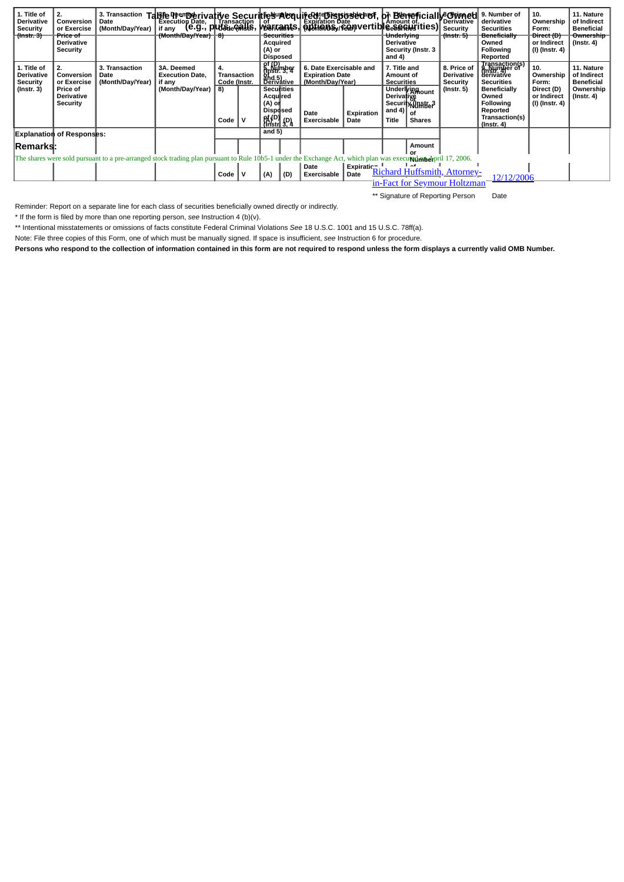## Table II - Derivative Securities Acquired, Disposed of, or Beneficially Owned (e.g., puts, calls, warrants, options, convertible securities)

| 1. Title of Derivative Security (Instr. 3) | 2. Conversion or Exercise Price of Derivative Security | 3. Transaction Date (Month/Day/Year) | 3A. Deemed Execution Date, if any (Month/Day/Year) | 4. Transaction Code (Instr. 8) | | 5. Number of Derivative Securities Acquired (A) or Disposed of (D) (Instr. 3, 4 and 5) | | 6. Date Exercisable and Expiration Date (Month/Day/Year) | | 7. Title and Amount of Securities Underlying Derivative Security (Instr. 3 and 4) | | 8. Price of Derivative Security (Instr. 5) | 9. Number of derivative Securities Beneficially Owned Following Reported Transaction(s) (Instr. 4) | 10. Ownership Form: Direct (D) or Indirect (I) (Instr. 4) | 11. Nature of Indirect Beneficial Ownership (Instr. 4) |
|---|---|---|---|---|---|---|---|---|---|---|---|---|---|---|---|
| | | | | Code | V | (A) | (D) | Date Exercisable | Expiration Date | Title | Amount or Number of Shares | | | | |

**Explanation of Responses:**

**Remarks:**

The shares were sold pursuant to a pre-arranged stock trading plan pursuant to Rule 10b5-1 under the Exchange Act, which plan was executed on April 17, 2006.

Richard Huffsmith, Attorney-in-Fact for Seymour Holtzman — 12/12/2006

** Signature of Reporting Person — Date

Reminder: Report on a separate line for each class of securities beneficially owned directly or indirectly.

\* If the form is filed by more than one reporting person, *see* Instruction 4 (b)(v).

\*\* Intentional misstatements or omissions of facts constitute Federal Criminal Violations *See* 18 U.S.C. 1001 and 15 U.S.C. 78ff(a).

Note: File three copies of this Form, one of which must be manually signed. If space is insufficient, *see* Instruction 6 for procedure.

**Persons who respond to the collection of information contained in this form are not required to respond unless the form displays a currently valid OMB Number.**